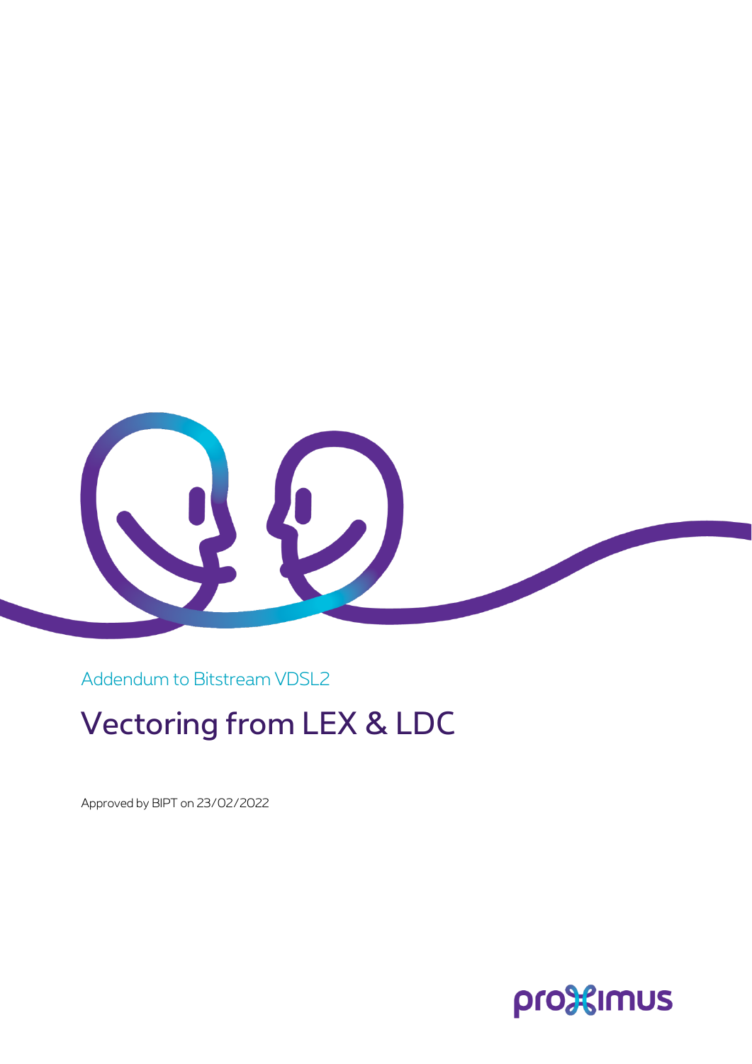Addendum to Bitstream VDSL2

# Vectoring from LEX & LDC

Approved by BIPT on 23/02/2022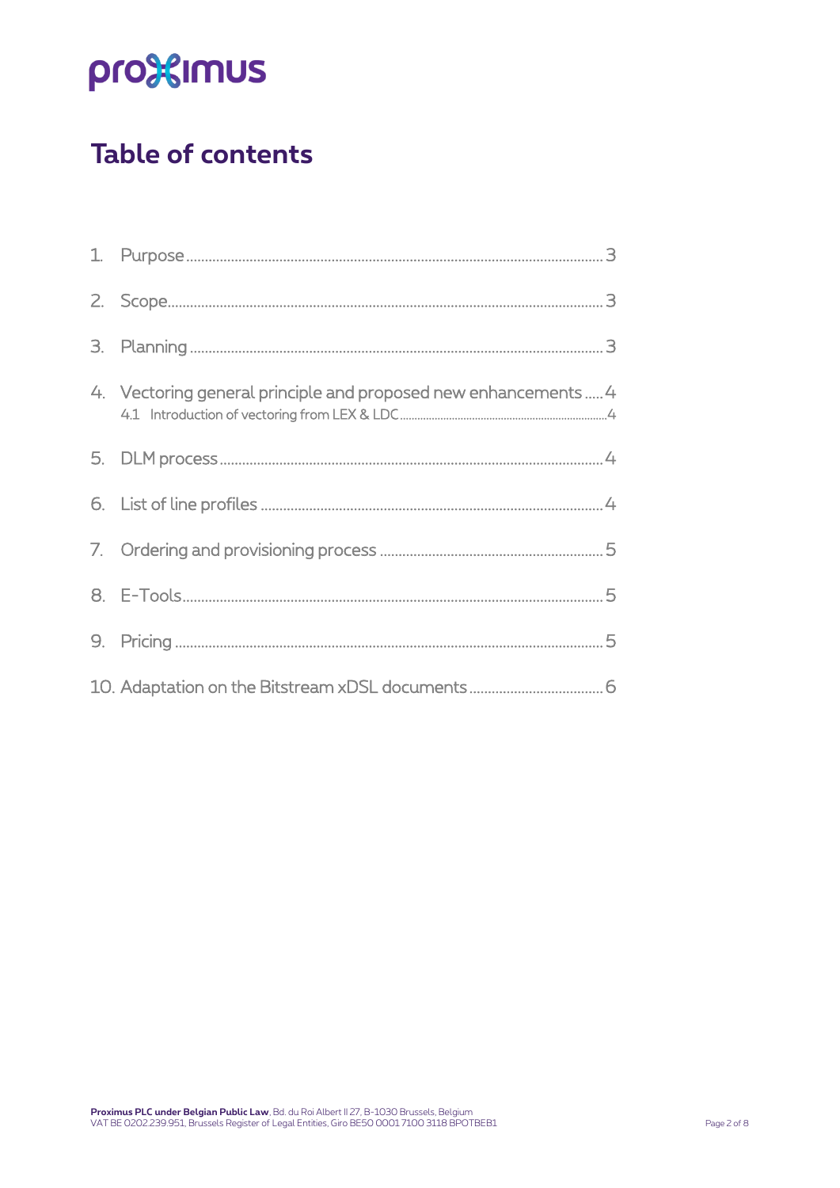# Table of contents

1. Purpose ... 3
2. Scope ... 3
3. Planning ... 3
4. Vectoring general principle and proposed new enhancements ... 4
   - 4.1 Introduction of vectoring from LEX & LDC ... 4
5. DLM process ... 4
6. List of line profiles ... 4
7. Ordering and provisioning process ... 5
8. E-Tools ... 5
9. Pricing ... 5
10. Adaptation on the Bitstream xDSL documents ... 6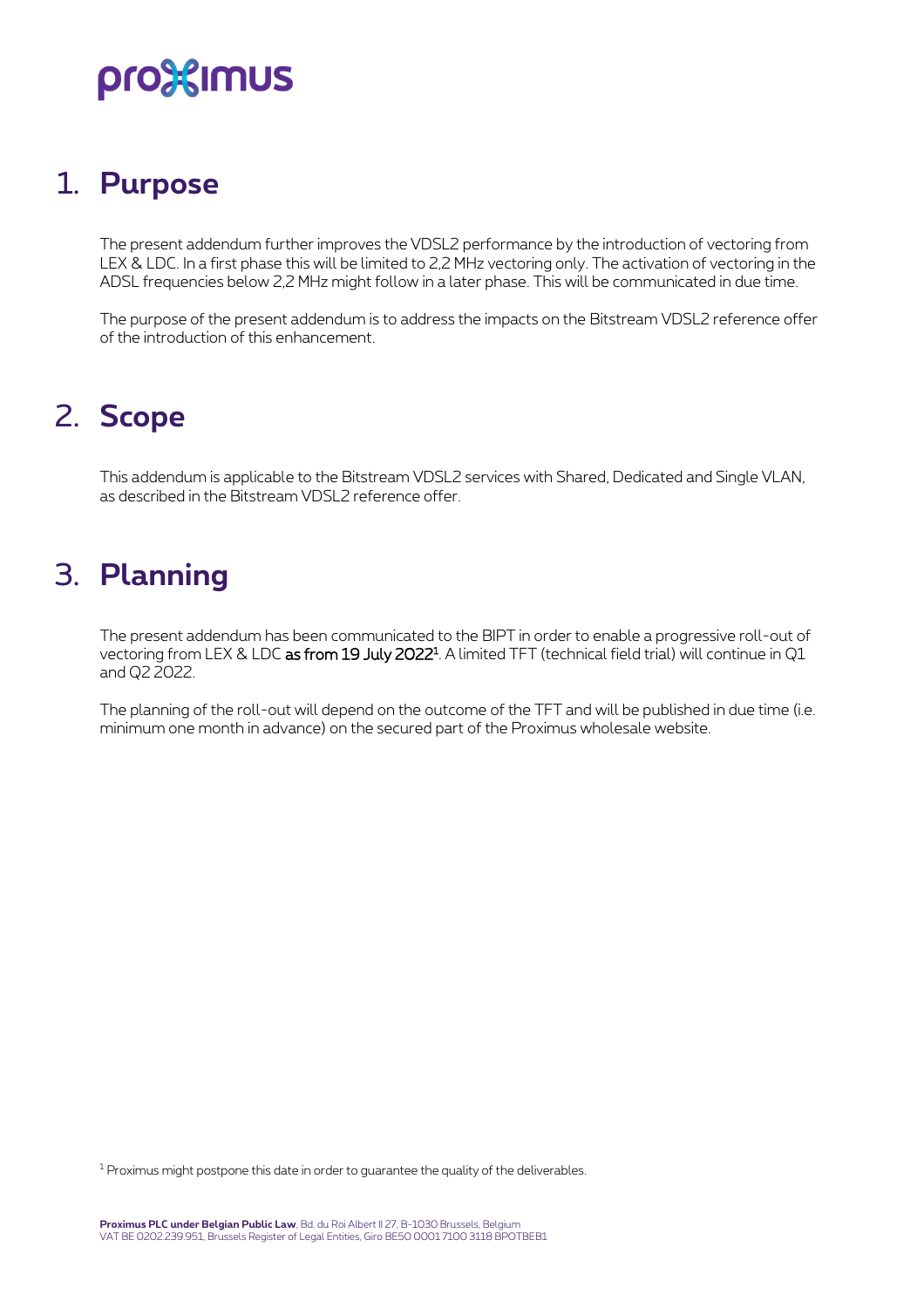# 1. Purpose

The present addendum further improves the VDSL2 performance by the introduction of vectoring from LEX & LDC. In a first phase this will be limited to 2,2 MHz vectoring only. The activation of vectoring in the ADSL frequencies below 2,2 MHz might follow in a later phase. This will be communicated in due time.

The purpose of the present addendum is to address the impacts on the Bitstream VDSL2 reference offer of the introduction of this enhancement.

# 2. Scope

This addendum is applicable to the Bitstream VDSL2 services with Shared, Dedicated and Single VLAN, as described in the Bitstream VDSL2 reference offer.

# 3. Planning

The present addendum has been communicated to the BIPT in order to enable a progressive roll-out of vectoring from LEX & LDC **as from 19 July 2022**[1]. A limited TFT (technical field trial) will continue in Q1 and Q2 2022.

The planning of the roll-out will depend on the outcome of the TFT and will be published in due time (i.e. minimum one month in advance) on the secured part of the Proximus wholesale website.

[1] Proximus might postpone this date in order to guarantee the quality of the deliverables.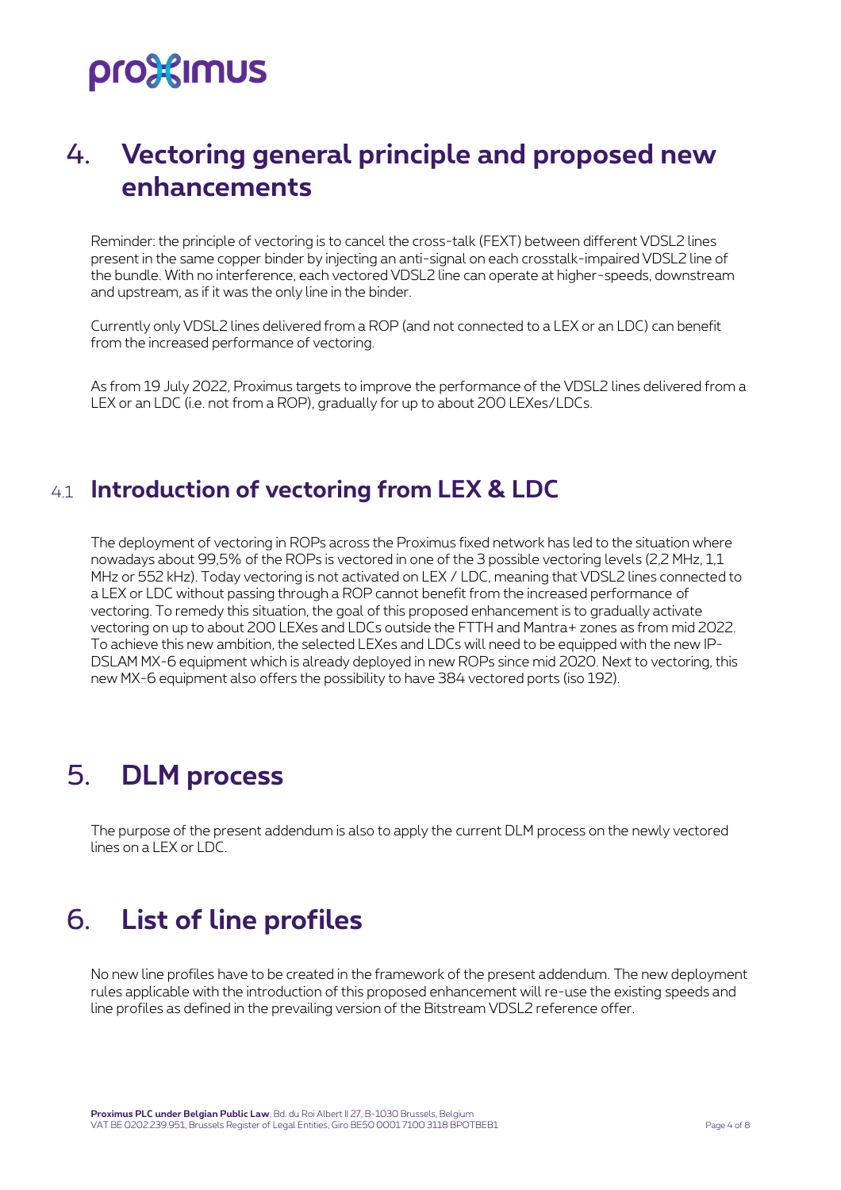# 4. Vectoring general principle and proposed new enhancements

Reminder: the principle of vectoring is to cancel the cross-talk (FEXT) between different VDSL2 lines present in the same copper binder by injecting an anti-signal on each crosstalk-impaired VDSL2 line of the bundle. With no interference, each vectored VDSL2 line can operate at higher-speeds, downstream and upstream, as if it was the only line in the binder.

Currently only VDSL2 lines delivered from a ROP (and not connected to a LEX or an LDC) can benefit from the increased performance of vectoring.

As from 19 July 2022, Proximus targets to improve the performance of the VDSL2 lines delivered from a LEX or an LDC (i.e. not from a ROP), gradually for up to about 200 LEXes/LDCs.

## 4.1 Introduction of vectoring from LEX & LDC

The deployment of vectoring in ROPs across the Proximus fixed network has led to the situation where nowadays about 99,5% of the ROPs is vectored in one of the 3 possible vectoring levels (2,2 MHz, 1,1 MHz or 552 kHz). Today vectoring is not activated on LEX / LDC, meaning that VDSL2 lines connected to a LEX or LDC without passing through a ROP cannot benefit from the increased performance of vectoring. To remedy this situation, the goal of this proposed enhancement is to gradually activate vectoring on up to about 200 LEXes and LDCs outside the FTTH and Mantra+ zones as from mid 2022. To achieve this new ambition, the selected LEXes and LDCs will need to be equipped with the new IP-DSLAM MX-6 equipment which is already deployed in new ROPs since mid 2020. Next to vectoring, this new MX-6 equipment also offers the possibility to have 384 vectored ports (iso 192).

# 5. DLM process

The purpose of the present addendum is also to apply the current DLM process on the newly vectored lines on a LEX or LDC.

# 6. List of line profiles

No new line profiles have to be created in the framework of the present addendum. The new deployment rules applicable with the introduction of this proposed enhancement will re-use the existing speeds and line profiles as defined in the prevailing version of the Bitstream VDSL2 reference offer.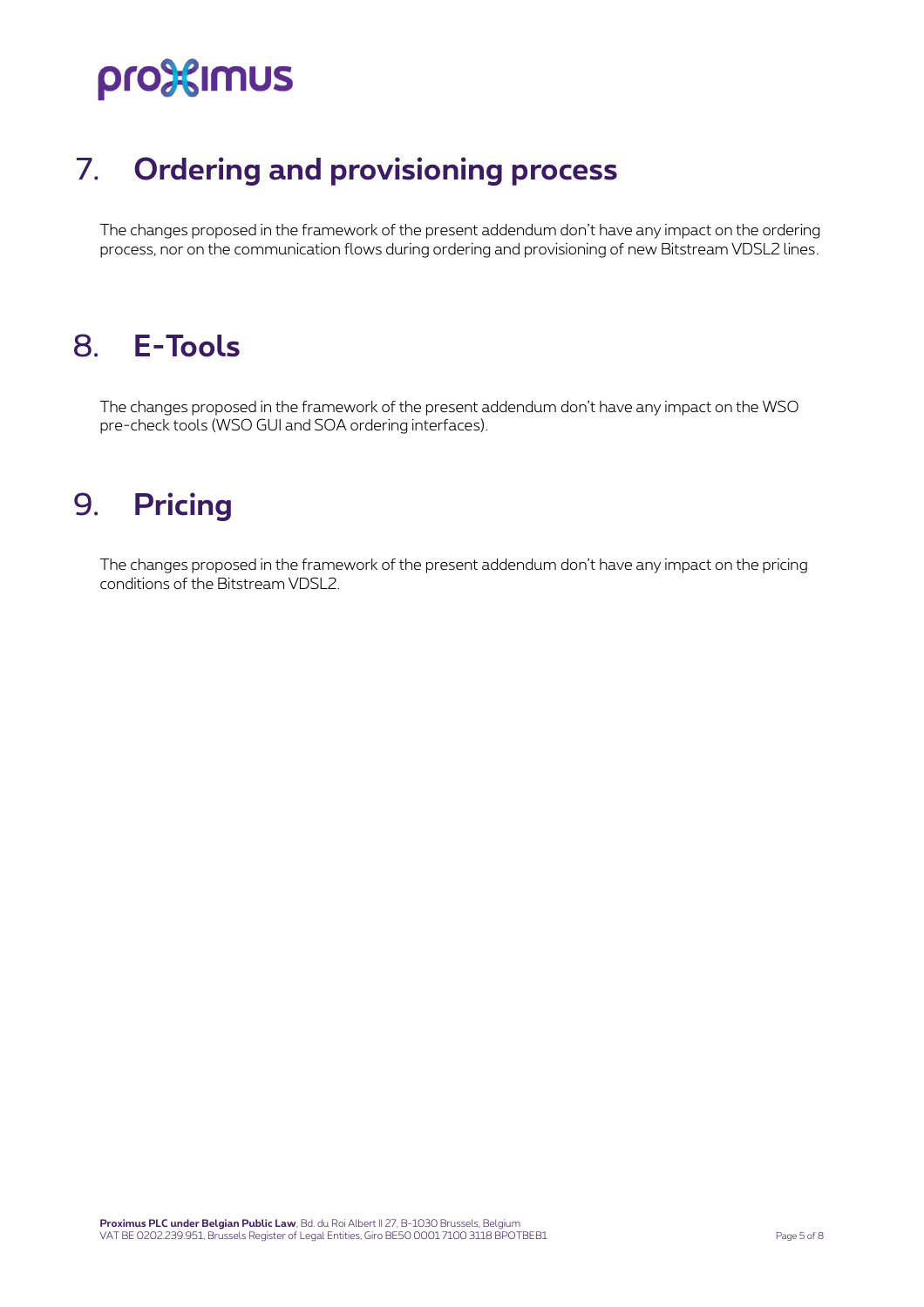# 7. Ordering and provisioning process

The changes proposed in the framework of the present addendum don't have any impact on the ordering process, nor on the communication flows during ordering and provisioning of new Bitstream VDSL2 lines.

# 8. E-Tools

The changes proposed in the framework of the present addendum don't have any impact on the WSO pre-check tools (WSO GUI and SOA ordering interfaces).

# 9. Pricing

The changes proposed in the framework of the present addendum don't have any impact on the pricing conditions of the Bitstream VDSL2.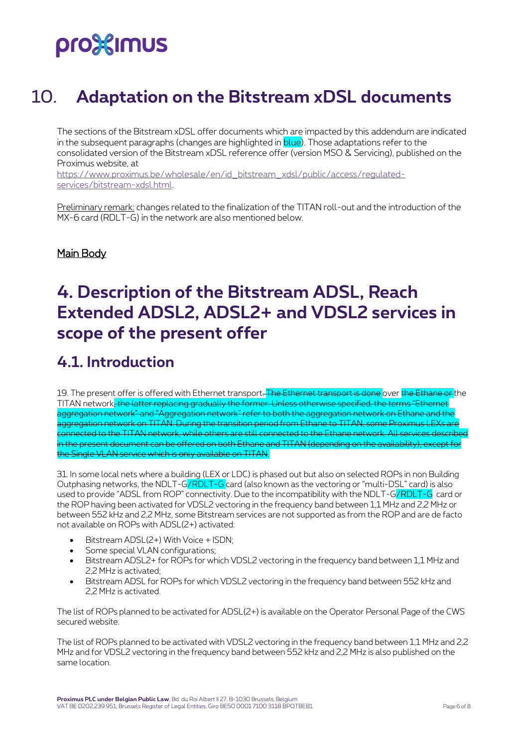# 10. Adaptation on the Bitstream xDSL documents

The sections of the Bitstream xDSL offer documents which are impacted by this addendum are indicated in the subsequent paragraphs (changes are highlighted in blue). Those adaptations refer to the consolidated version of the Bitstream xDSL reference offer (version MSO & Servicing), published on the Proximus website, at https://www.proximus.be/wholesale/en/id_bitstream_xdsl/public/access/regulated-services/bitstream-xdsl.html.

Preliminary remark: changes related to the finalization of the TITAN roll-out and the introduction of the MX-6 card (RDLT-G) in the network are also mentioned below.

Main Body

# 4. Description of the Bitstream ADSL, Reach Extended ADSL2, ADSL2+ and VDSL2 services in scope of the present offer

## 4.1. Introduction

19. The present offer is offered with Ethernet transport~~. The Ethernet transport is done~~ over ~~the Ethane or~~ the TITAN network~~, the latter replacing gradually the former. Unless otherwise specified, the terms "Ethernet aggregation network" and "Aggregation network" refer to both the aggregation network on Ethane and the aggregation network on TITAN. During the transition period from Ethane to TITAN, some Proximus LEXs are connected to the TITAN network, while others are still connected to the Ethane network. All services described in the present document can be offered on both Ethane and TITAN (depending on the availability), except for the Single VLAN service which is only available on TITAN.~~

31. In some local nets where a building (LEX or LDC) is phased out but also on selected ROPs in non Building Outphasing networks, the NDLT-G/RDLT-G card (also known as the vectoring or "multi-DSL" card) is also used to provide "ADSL from ROP" connectivity. Due to the incompatibility with the NDLT-G/RDLT-G card or the ROP having been activated for VDSL2 vectoring in the frequency band between 1,1 MHz and 2,2 MHz or between 552 kHz and 2,2 MHz, some Bitstream services are not supported as from the ROP and are de facto not available on ROPs with ADSL(2+) activated:

- Bitstream ADSL(2+) With Voice + ISDN;
- Some special VLAN configurations;
- Bitstream ADSL2+ for ROPs for which VDSL2 vectoring in the frequency band between 1,1 MHz and 2,2 MHz is activated;
- Bitstream ADSL for ROPs for which VDSL2 vectoring in the frequency band between 552 kHz and 2,2 MHz is activated.

The list of ROPs planned to be activated for ADSL(2+) is available on the Operator Personal Page of the CWS secured website.

The list of ROPs planned to be activated with VDSL2 vectoring in the frequency band between 1,1 MHz and 2,2 MHz and for VDSL2 vectoring in the frequency band between 552 kHz and 2,2 MHz is also published on the same location.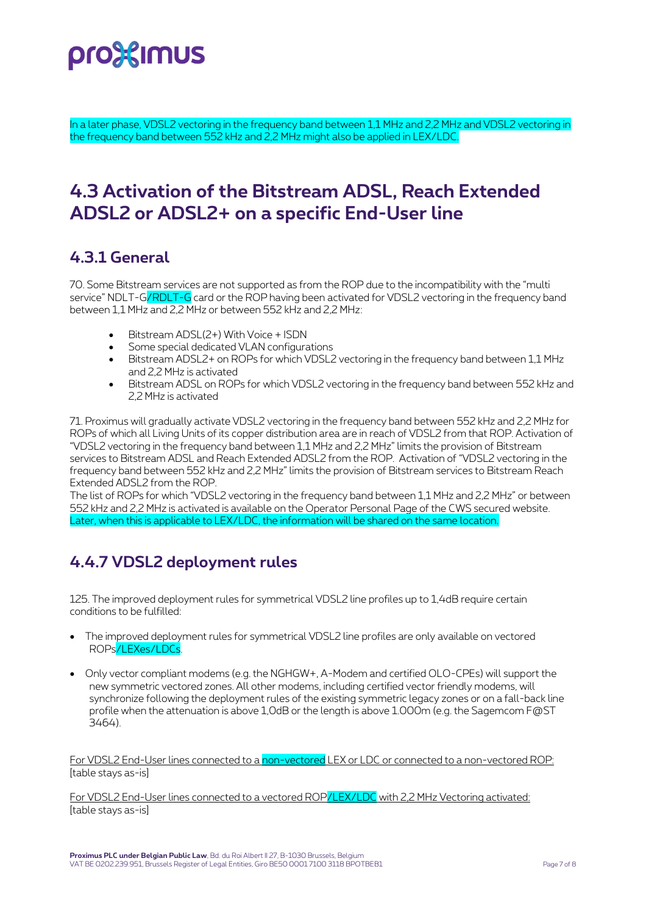In a later phase, VDSL2 vectoring in the frequency band between 1,1 MHz and 2,2 MHz and VDSL2 vectoring in the frequency band between 552 kHz and 2,2 MHz might also be applied in LEX/LDC.

# 4.3 Activation of the Bitstream ADSL, Reach Extended ADSL2 or ADSL2+ on a specific End-User line

## 4.3.1 General

70. Some Bitstream services are not supported as from the ROP due to the incompatibility with the "multi service" NDLT-G/RDLT-G card or the ROP having been activated for VDSL2 vectoring in the frequency band between 1,1 MHz and 2,2 MHz or between 552 kHz and 2,2 MHz:

- Bitstream ADSL(2+) With Voice + ISDN
- Some special dedicated VLAN configurations
- Bitstream ADSL2+ on ROPs for which VDSL2 vectoring in the frequency band between 1,1 MHz and 2,2 MHz is activated
- Bitstream ADSL on ROPs for which VDSL2 vectoring in the frequency band between 552 kHz and 2,2 MHz is activated

71. Proximus will gradually activate VDSL2 vectoring in the frequency band between 552 kHz and 2,2 MHz for ROPs of which all Living Units of its copper distribution area are in reach of VDSL2 from that ROP. Activation of "VDSL2 vectoring in the frequency band between 1,1 MHz and 2,2 MHz" limits the provision of Bitstream services to Bitstream ADSL and Reach Extended ADSL2 from the ROP. Activation of "VDSL2 vectoring in the frequency band between 552 kHz and 2,2 MHz" limits the provision of Bitstream services to Bitstream Reach Extended ADSL2 from the ROP.
The list of ROPs for which "VDSL2 vectoring in the frequency band between 1,1 MHz and 2,2 MHz" or between 552 kHz and 2,2 MHz is activated is available on the Operator Personal Page of the CWS secured website. Later, when this is applicable to LEX/LDC, the information will be shared on the same location.

## 4.4.7 VDSL2 deployment rules

125. The improved deployment rules for symmetrical VDSL2 line profiles up to 1,4dB require certain conditions to be fulfilled:

- The improved deployment rules for symmetrical VDSL2 line profiles are only available on vectored ROPs/LEXes/LDCs.
- Only vector compliant modems (e.g. the NGHGW+, A-Modem and certified OLO-CPEs) will support the new symmetric vectored zones. All other modems, including certified vector friendly modems, will synchronize following the deployment rules of the existing symmetric legacy zones or on a fall-back line profile when the attenuation is above 1,0dB or the length is above 1.000m (e.g. the Sagemcom F@ST 3464).

For VDSL2 End-User lines connected to a non-vectored LEX or LDC or connected to a non-vectored ROP:
[table stays as-is]

For VDSL2 End-User lines connected to a vectored ROP/LEX/LDC with 2,2 MHz Vectoring activated:
[table stays as-is]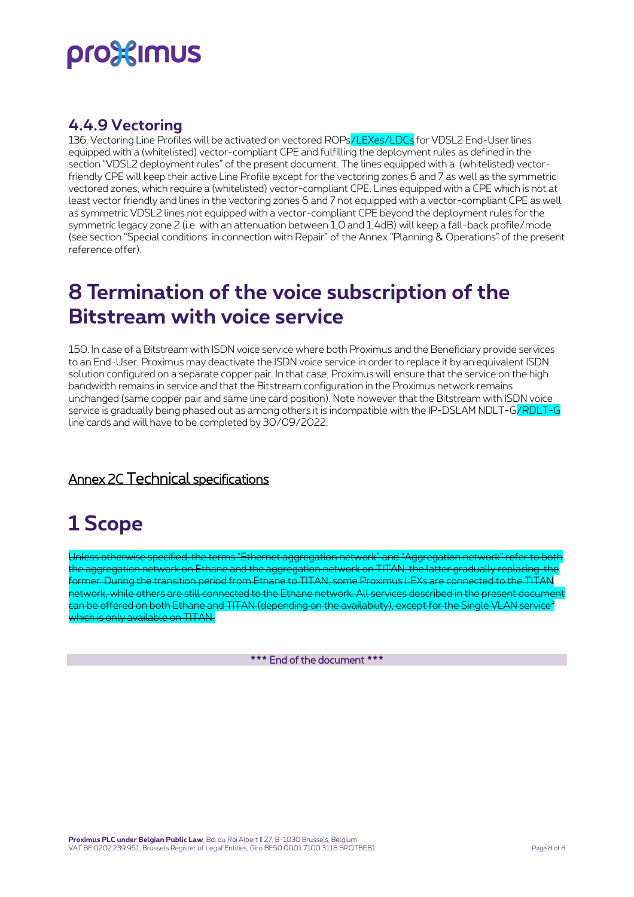### 4.4.9 Vectoring

136. Vectoring Line Profiles will be activated on vectored ROPs/LEXes/LDCs for VDSL2 End-User lines equipped with a (whitelisted) vector-compliant CPE and fulfilling the deployment rules as defined in the section "VDSL2 deployment rules" of the present document. The lines equipped with a (whitelisted) vector-friendly CPE will keep their active Line Profile except for the vectoring zones 6 and 7 as well as the symmetric vectored zones, which require a (whitelisted) vector-compliant CPE. Lines equipped with a CPE which is not at least vector friendly and lines in the vectoring zones 6 and 7 not equipped with a vector-compliant CPE as well as symmetric VDSL2 lines not equipped with a vector-compliant CPE beyond the deployment rules for the symmetric legacy zone 2 (i.e. with an attenuation between 1,0 and 1,4dB) will keep a fall-back profile/mode (see section "Special conditions in connection with Repair" of the Annex "Planning & Operations" of the present reference offer).

# 8 Termination of the voice subscription of the Bitstream with voice service

150. In case of a Bitstream with ISDN voice service where both Proximus and the Beneficiary provide services to an End-User, Proximus may deactivate the ISDN voice service in order to replace it by an equivalent ISDN solution configured on a separate copper pair. In that case, Proximus will ensure that the service on the high bandwidth remains in service and that the Bitstream configuration in the Proximus network remains unchanged (same copper pair and same line card position). Note however that the Bitstream with ISDN voice service is gradually being phased out as among others it is incompatible with the IP-DSLAM NDLT-G/RDLT-G line cards and will have to be completed by 30/09/2022.

## Annex 2C Technical specifications

# 1 Scope

~~Unless otherwise specified, the terms "Ethernet aggregation network" and "Aggregation network" refer to both the aggregation network on Ethane and the aggregation network on TITAN, the latter gradually replacing the former. During the transition period from Ethane to TITAN, some Proximus LEXs are connected to the TITAN network, while others are still connected to the Ethane network. All services described in the present document can be offered on both Ethane and TITAN (depending on the availability), except for the Single VLAN service[2] which is only available on TITAN.~~

\*\*\* End of the document \*\*\*